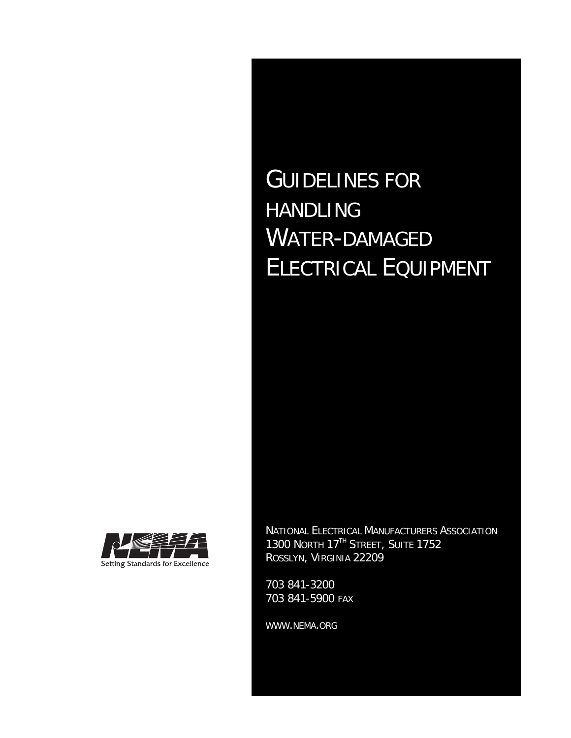# Guidelines for Handling Water-Damaged Electrical Equipment

NEMA

Setting Standards for Excellence

National Electrical Manufacturers Association
1300 North 17th Street, Suite 1752
Rosslyn, Virginia 22209

703 841-3200
703 841-5900 fax

www.nema.org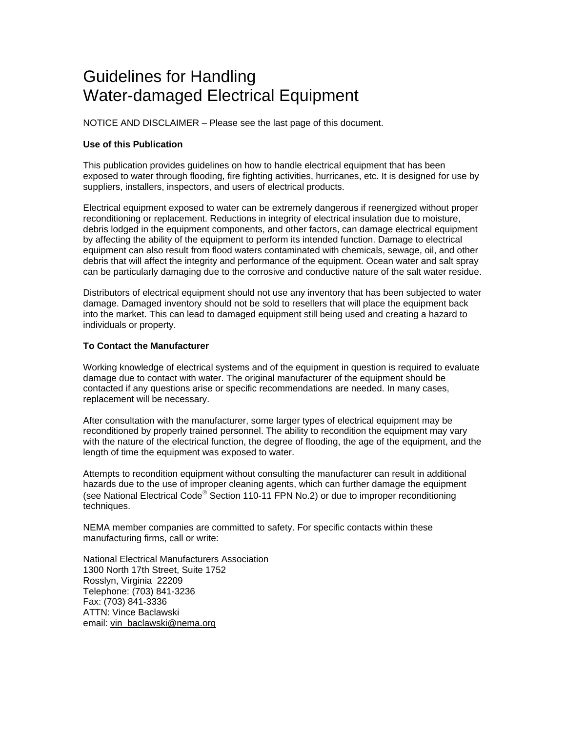# Guidelines for Handling Water-damaged Electrical Equipment

NOTICE AND DISCLAIMER – Please see the last page of this document.

**Use of this Publication**

This publication provides guidelines on how to handle electrical equipment that has been exposed to water through flooding, fire fighting activities, hurricanes, etc. It is designed for use by suppliers, installers, inspectors, and users of electrical products.

Electrical equipment exposed to water can be extremely dangerous if reenergized without proper reconditioning or replacement. Reductions in integrity of electrical insulation due to moisture, debris lodged in the equipment components, and other factors, can damage electrical equipment by affecting the ability of the equipment to perform its intended function. Damage to electrical equipment can also result from flood waters contaminated with chemicals, sewage, oil, and other debris that will affect the integrity and performance of the equipment. Ocean water and salt spray can be particularly damaging due to the corrosive and conductive nature of the salt water residue.

Distributors of electrical equipment should not use any inventory that has been subjected to water damage. Damaged inventory should not be sold to resellers that will place the equipment back into the market. This can lead to damaged equipment still being used and creating a hazard to individuals or property.

**To Contact the Manufacturer**

Working knowledge of electrical systems and of the equipment in question is required to evaluate damage due to contact with water. The original manufacturer of the equipment should be contacted if any questions arise or specific recommendations are needed. In many cases, replacement will be necessary.

After consultation with the manufacturer, some larger types of electrical equipment may be reconditioned by properly trained personnel. The ability to recondition the equipment may vary with the nature of the electrical function, the degree of flooding, the age of the equipment, and the length of time the equipment was exposed to water.

Attempts to recondition equipment without consulting the manufacturer can result in additional hazards due to the use of improper cleaning agents, which can further damage the equipment (see National Electrical Code® Section 110-11 FPN No.2) or due to improper reconditioning techniques.

NEMA member companies are committed to safety. For specific contacts within these manufacturing firms, call or write:

National Electrical Manufacturers Association
1300 North 17th Street, Suite 1752
Rosslyn, Virginia 22209
Telephone: (703) 841-3236
Fax: (703) 841-3336
ATTN: Vince Baclawski
email: vin_baclawski@nema.org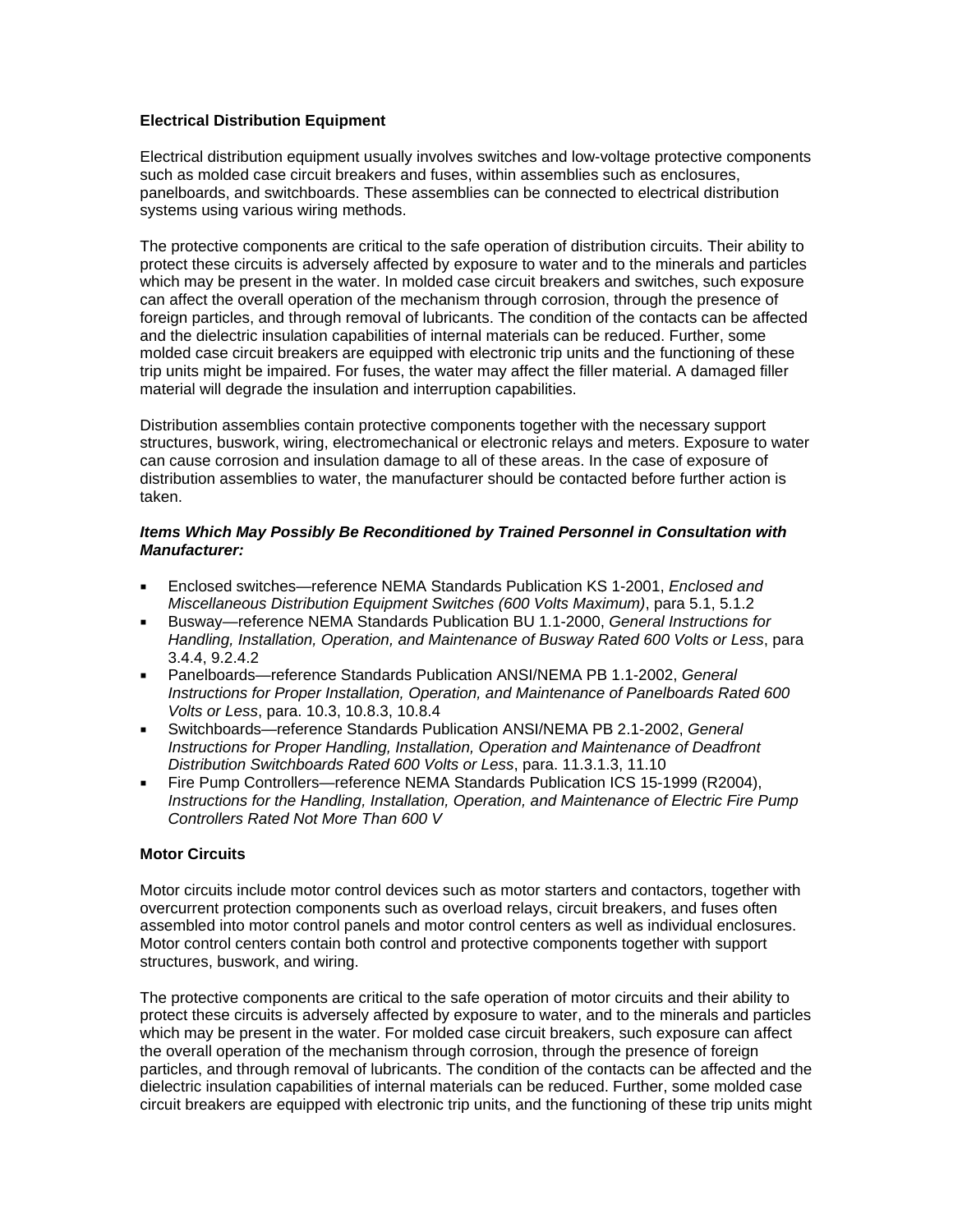**Electrical Distribution Equipment**

Electrical distribution equipment usually involves switches and low-voltage protective components such as molded case circuit breakers and fuses, within assemblies such as enclosures, panelboards, and switchboards. These assemblies can be connected to electrical distribution systems using various wiring methods.

The protective components are critical to the safe operation of distribution circuits. Their ability to protect these circuits is adversely affected by exposure to water and to the minerals and particles which may be present in the water. In molded case circuit breakers and switches, such exposure can affect the overall operation of the mechanism through corrosion, through the presence of foreign particles, and through removal of lubricants. The condition of the contacts can be affected and the dielectric insulation capabilities of internal materials can be reduced. Further, some molded case circuit breakers are equipped with electronic trip units and the functioning of these trip units might be impaired. For fuses, the water may affect the filler material. A damaged filler material will degrade the insulation and interruption capabilities.

Distribution assemblies contain protective components together with the necessary support structures, buswork, wiring, electromechanical or electronic relays and meters. Exposure to water can cause corrosion and insulation damage to all of these areas. In the case of exposure of distribution assemblies to water, the manufacturer should be contacted before further action is taken.

***Items Which May Possibly Be Reconditioned by Trained Personnel in Consultation with Manufacturer:***

- Enclosed switches—reference NEMA Standards Publication KS 1-2001, *Enclosed and Miscellaneous Distribution Equipment Switches (600 Volts Maximum)*, para 5.1, 5.1.2
- Busway—reference NEMA Standards Publication BU 1.1-2000, *General Instructions for Handling, Installation, Operation, and Maintenance of Busway Rated 600 Volts or Less*, para 3.4.4, 9.2.4.2
- Panelboards—reference Standards Publication ANSI/NEMA PB 1.1-2002, *General Instructions for Proper Installation, Operation, and Maintenance of Panelboards Rated 600 Volts or Less*, para. 10.3, 10.8.3, 10.8.4
- Switchboards—reference Standards Publication ANSI/NEMA PB 2.1-2002, *General Instructions for Proper Handling, Installation, Operation and Maintenance of Deadfront Distribution Switchboards Rated 600 Volts or Less*, para. 11.3.1.3, 11.10
- Fire Pump Controllers—reference NEMA Standards Publication ICS 15-1999 (R2004), *Instructions for the Handling, Installation, Operation, and Maintenance of Electric Fire Pump Controllers Rated Not More Than 600 V*

**Motor Circuits**

Motor circuits include motor control devices such as motor starters and contactors, together with overcurrent protection components such as overload relays, circuit breakers, and fuses often assembled into motor control panels and motor control centers as well as individual enclosures. Motor control centers contain both control and protective components together with support structures, buswork, and wiring.

The protective components are critical to the safe operation of motor circuits and their ability to protect these circuits is adversely affected by exposure to water, and to the minerals and particles which may be present in the water. For molded case circuit breakers, such exposure can affect the overall operation of the mechanism through corrosion, through the presence of foreign particles, and through removal of lubricants. The condition of the contacts can be affected and the dielectric insulation capabilities of internal materials can be reduced. Further, some molded case circuit breakers are equipped with electronic trip units, and the functioning of these trip units might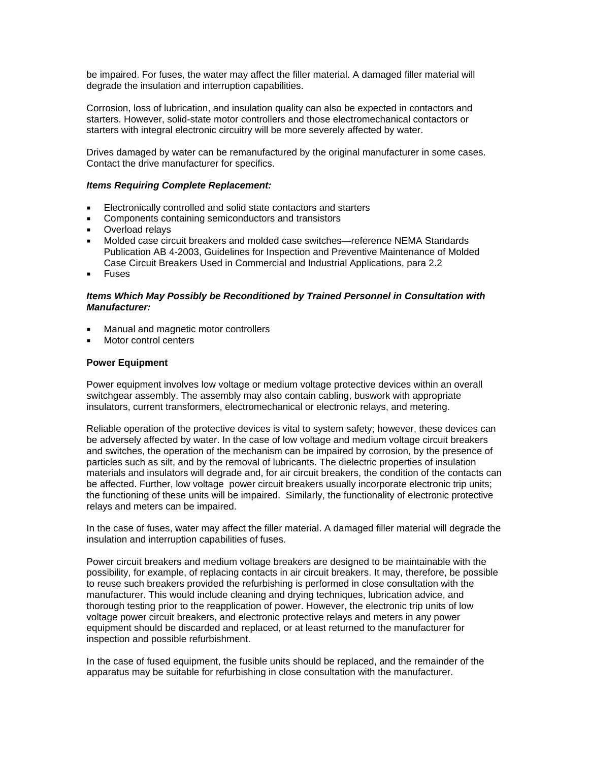be impaired. For fuses, the water may affect the filler material. A damaged filler material will degrade the insulation and interruption capabilities.

Corrosion, loss of lubrication, and insulation quality can also be expected in contactors and starters. However, solid-state motor controllers and those electromechanical contactors or starters with integral electronic circuitry will be more severely affected by water.

Drives damaged by water can be remanufactured by the original manufacturer in some cases. Contact the drive manufacturer for specifics.

***Items Requiring Complete Replacement:***

- Electronically controlled and solid state contactors and starters
- Components containing semiconductors and transistors
- Overload relays
- Molded case circuit breakers and molded case switches—reference NEMA Standards Publication AB 4-2003, Guidelines for Inspection and Preventive Maintenance of Molded Case Circuit Breakers Used in Commercial and Industrial Applications, para 2.2
- Fuses

***Items Which May Possibly be Reconditioned by Trained Personnel in Consultation with Manufacturer:***

- Manual and magnetic motor controllers
- Motor control centers

**Power Equipment**

Power equipment involves low voltage or medium voltage protective devices within an overall switchgear assembly. The assembly may also contain cabling, buswork with appropriate insulators, current transformers, electromechanical or electronic relays, and metering.

Reliable operation of the protective devices is vital to system safety; however, these devices can be adversely affected by water. In the case of low voltage and medium voltage circuit breakers and switches, the operation of the mechanism can be impaired by corrosion, by the presence of particles such as silt, and by the removal of lubricants. The dielectric properties of insulation materials and insulators will degrade and, for air circuit breakers, the condition of the contacts can be affected. Further, low voltage power circuit breakers usually incorporate electronic trip units; the functioning of these units will be impaired. Similarly, the functionality of electronic protective relays and meters can be impaired.

In the case of fuses, water may affect the filler material. A damaged filler material will degrade the insulation and interruption capabilities of fuses.

Power circuit breakers and medium voltage breakers are designed to be maintainable with the possibility, for example, of replacing contacts in air circuit breakers. It may, therefore, be possible to reuse such breakers provided the refurbishing is performed in close consultation with the manufacturer. This would include cleaning and drying techniques, lubrication advice, and thorough testing prior to the reapplication of power. However, the electronic trip units of low voltage power circuit breakers, and electronic protective relays and meters in any power equipment should be discarded and replaced, or at least returned to the manufacturer for inspection and possible refurbishment.

In the case of fused equipment, the fusible units should be replaced, and the remainder of the apparatus may be suitable for refurbishing in close consultation with the manufacturer.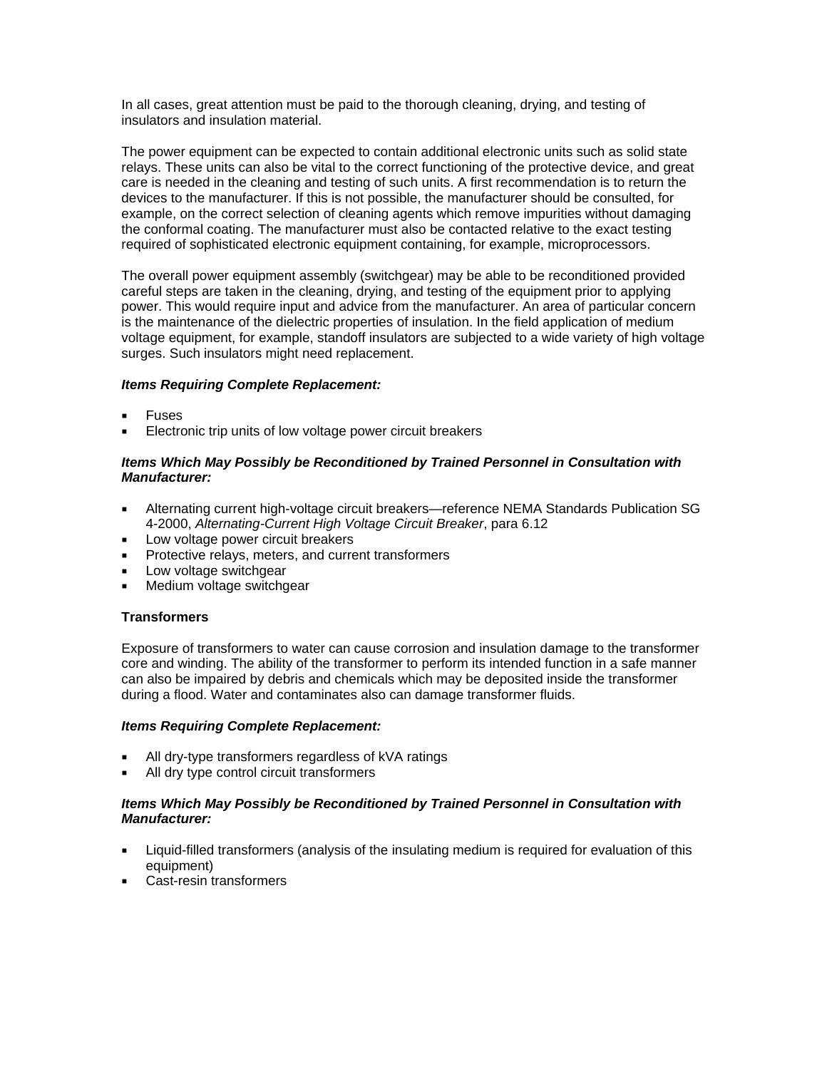In all cases, great attention must be paid to the thorough cleaning, drying, and testing of insulators and insulation material.

The power equipment can be expected to contain additional electronic units such as solid state relays. These units can also be vital to the correct functioning of the protective device, and great care is needed in the cleaning and testing of such units. A first recommendation is to return the devices to the manufacturer. If this is not possible, the manufacturer should be consulted, for example, on the correct selection of cleaning agents which remove impurities without damaging the conformal coating. The manufacturer must also be contacted relative to the exact testing required of sophisticated electronic equipment containing, for example, microprocessors.

The overall power equipment assembly (switchgear) may be able to be reconditioned provided careful steps are taken in the cleaning, drying, and testing of the equipment prior to applying power. This would require input and advice from the manufacturer. An area of particular concern is the maintenance of the dielectric properties of insulation. In the field application of medium voltage equipment, for example, standoff insulators are subjected to a wide variety of high voltage surges. Such insulators might need replacement.

***Items Requiring Complete Replacement:***

- Fuses
- Electronic trip units of low voltage power circuit breakers

***Items Which May Possibly be Reconditioned by Trained Personnel in Consultation with Manufacturer:***

- Alternating current high-voltage circuit breakers—reference NEMA Standards Publication SG 4-2000, *Alternating-Current High Voltage Circuit Breaker*, para 6.12
- Low voltage power circuit breakers
- Protective relays, meters, and current transformers
- Low voltage switchgear
- Medium voltage switchgear

**Transformers**

Exposure of transformers to water can cause corrosion and insulation damage to the transformer core and winding. The ability of the transformer to perform its intended function in a safe manner can also be impaired by debris and chemicals which may be deposited inside the transformer during a flood. Water and contaminates also can damage transformer fluids.

***Items Requiring Complete Replacement:***

- All dry-type transformers regardless of kVA ratings
- All dry type control circuit transformers

***Items Which May Possibly be Reconditioned by Trained Personnel in Consultation with Manufacturer:***

- Liquid-filled transformers (analysis of the insulating medium is required for evaluation of this equipment)
- Cast-resin transformers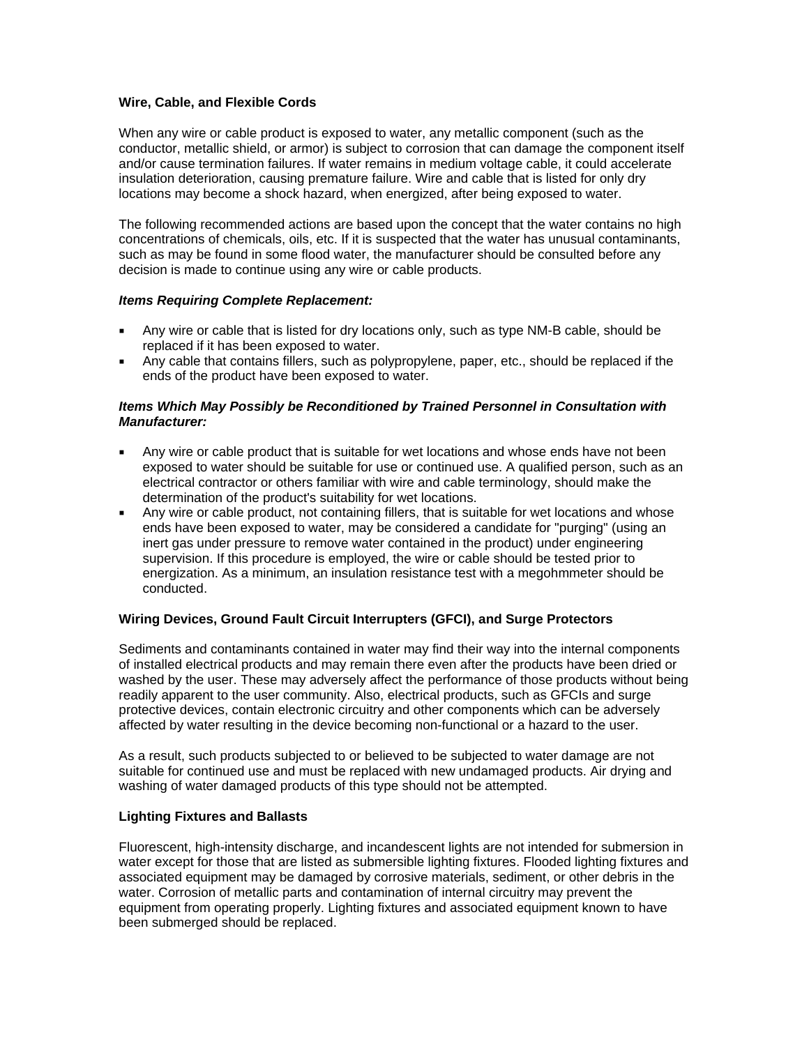**Wire, Cable, and Flexible Cords**

When any wire or cable product is exposed to water, any metallic component (such as the conductor, metallic shield, or armor) is subject to corrosion that can damage the component itself and/or cause termination failures. If water remains in medium voltage cable, it could accelerate insulation deterioration, causing premature failure. Wire and cable that is listed for only dry locations may become a shock hazard, when energized, after being exposed to water.

The following recommended actions are based upon the concept that the water contains no high concentrations of chemicals, oils, etc. If it is suspected that the water has unusual contaminants, such as may be found in some flood water, the manufacturer should be consulted before any decision is made to continue using any wire or cable products.

***Items Requiring Complete Replacement:***

- Any wire or cable that is listed for dry locations only, such as type NM-B cable, should be replaced if it has been exposed to water.
- Any cable that contains fillers, such as polypropylene, paper, etc., should be replaced if the ends of the product have been exposed to water.

***Items Which May Possibly be Reconditioned by Trained Personnel in Consultation with Manufacturer:***

- Any wire or cable product that is suitable for wet locations and whose ends have not been exposed to water should be suitable for use or continued use. A qualified person, such as an electrical contractor or others familiar with wire and cable terminology, should make the determination of the product's suitability for wet locations.
- Any wire or cable product, not containing fillers, that is suitable for wet locations and whose ends have been exposed to water, may be considered a candidate for "purging" (using an inert gas under pressure to remove water contained in the product) under engineering supervision. If this procedure is employed, the wire or cable should be tested prior to energization. As a minimum, an insulation resistance test with a megohmmeter should be conducted.

**Wiring Devices, Ground Fault Circuit Interrupters (GFCI), and Surge Protectors**

Sediments and contaminants contained in water may find their way into the internal components of installed electrical products and may remain there even after the products have been dried or washed by the user. These may adversely affect the performance of those products without being readily apparent to the user community. Also, electrical products, such as GFCIs and surge protective devices, contain electronic circuitry and other components which can be adversely affected by water resulting in the device becoming non-functional or a hazard to the user.

As a result, such products subjected to or believed to be subjected to water damage are not suitable for continued use and must be replaced with new undamaged products. Air drying and washing of water damaged products of this type should not be attempted.

**Lighting Fixtures and Ballasts**

Fluorescent, high-intensity discharge, and incandescent lights are not intended for submersion in water except for those that are listed as submersible lighting fixtures. Flooded lighting fixtures and associated equipment may be damaged by corrosive materials, sediment, or other debris in the water. Corrosion of metallic parts and contamination of internal circuitry may prevent the equipment from operating properly. Lighting fixtures and associated equipment known to have been submerged should be replaced.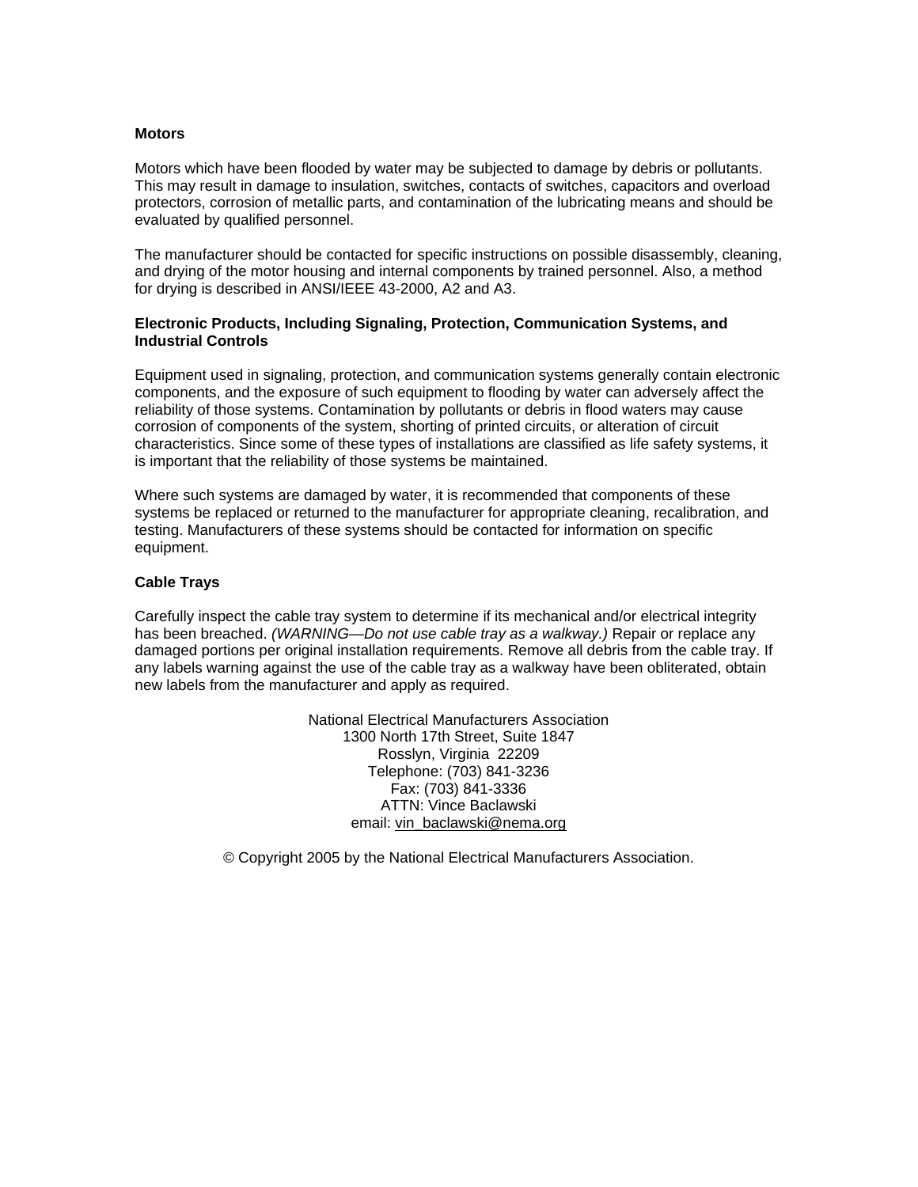**Motors**

Motors which have been flooded by water may be subjected to damage by debris or pollutants. This may result in damage to insulation, switches, contacts of switches, capacitors and overload protectors, corrosion of metallic parts, and contamination of the lubricating means and should be evaluated by qualified personnel.

The manufacturer should be contacted for specific instructions on possible disassembly, cleaning, and drying of the motor housing and internal components by trained personnel. Also, a method for drying is described in ANSI/IEEE 43-2000, A2 and A3.

**Electronic Products, Including Signaling, Protection, Communication Systems, and Industrial Controls**

Equipment used in signaling, protection, and communication systems generally contain electronic components, and the exposure of such equipment to flooding by water can adversely affect the reliability of those systems. Contamination by pollutants or debris in flood waters may cause corrosion of components of the system, shorting of printed circuits, or alteration of circuit characteristics. Since some of these types of installations are classified as life safety systems, it is important that the reliability of those systems be maintained.

Where such systems are damaged by water, it is recommended that components of these systems be replaced or returned to the manufacturer for appropriate cleaning, recalibration, and testing. Manufacturers of these systems should be contacted for information on specific equipment.

**Cable Trays**

Carefully inspect the cable tray system to determine if its mechanical and/or electrical integrity has been breached. *(WARNING—Do not use cable tray as a walkway.)* Repair or replace any damaged portions per original installation requirements. Remove all debris from the cable tray. If any labels warning against the use of the cable tray as a walkway have been obliterated, obtain new labels from the manufacturer and apply as required.

National Electrical Manufacturers Association
1300 North 17th Street, Suite 1847
Rosslyn, Virginia 22209
Telephone: (703) 841-3236
Fax: (703) 841-3336
ATTN: Vince Baclawski
email: vin_baclawski@nema.org

© Copyright 2005 by the National Electrical Manufacturers Association.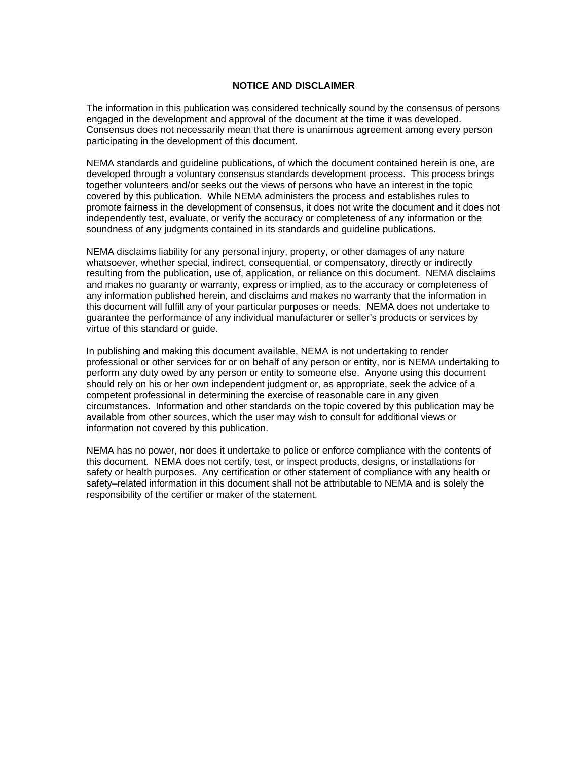## NOTICE AND DISCLAIMER

The information in this publication was considered technically sound by the consensus of persons engaged in the development and approval of the document at the time it was developed. Consensus does not necessarily mean that there is unanimous agreement among every person participating in the development of this document.

NEMA standards and guideline publications, of which the document contained herein is one, are developed through a voluntary consensus standards development process. This process brings together volunteers and/or seeks out the views of persons who have an interest in the topic covered by this publication. While NEMA administers the process and establishes rules to promote fairness in the development of consensus, it does not write the document and it does not independently test, evaluate, or verify the accuracy or completeness of any information or the soundness of any judgments contained in its standards and guideline publications.

NEMA disclaims liability for any personal injury, property, or other damages of any nature whatsoever, whether special, indirect, consequential, or compensatory, directly or indirectly resulting from the publication, use of, application, or reliance on this document. NEMA disclaims and makes no guaranty or warranty, express or implied, as to the accuracy or completeness of any information published herein, and disclaims and makes no warranty that the information in this document will fulfill any of your particular purposes or needs. NEMA does not undertake to guarantee the performance of any individual manufacturer or seller's products or services by virtue of this standard or guide.

In publishing and making this document available, NEMA is not undertaking to render professional or other services for or on behalf of any person or entity, nor is NEMA undertaking to perform any duty owed by any person or entity to someone else. Anyone using this document should rely on his or her own independent judgment or, as appropriate, seek the advice of a competent professional in determining the exercise of reasonable care in any given circumstances. Information and other standards on the topic covered by this publication may be available from other sources, which the user may wish to consult for additional views or information not covered by this publication.

NEMA has no power, nor does it undertake to police or enforce compliance with the contents of this document. NEMA does not certify, test, or inspect products, designs, or installations for safety or health purposes. Any certification or other statement of compliance with any health or safety–related information in this document shall not be attributable to NEMA and is solely the responsibility of the certifier or maker of the statement.